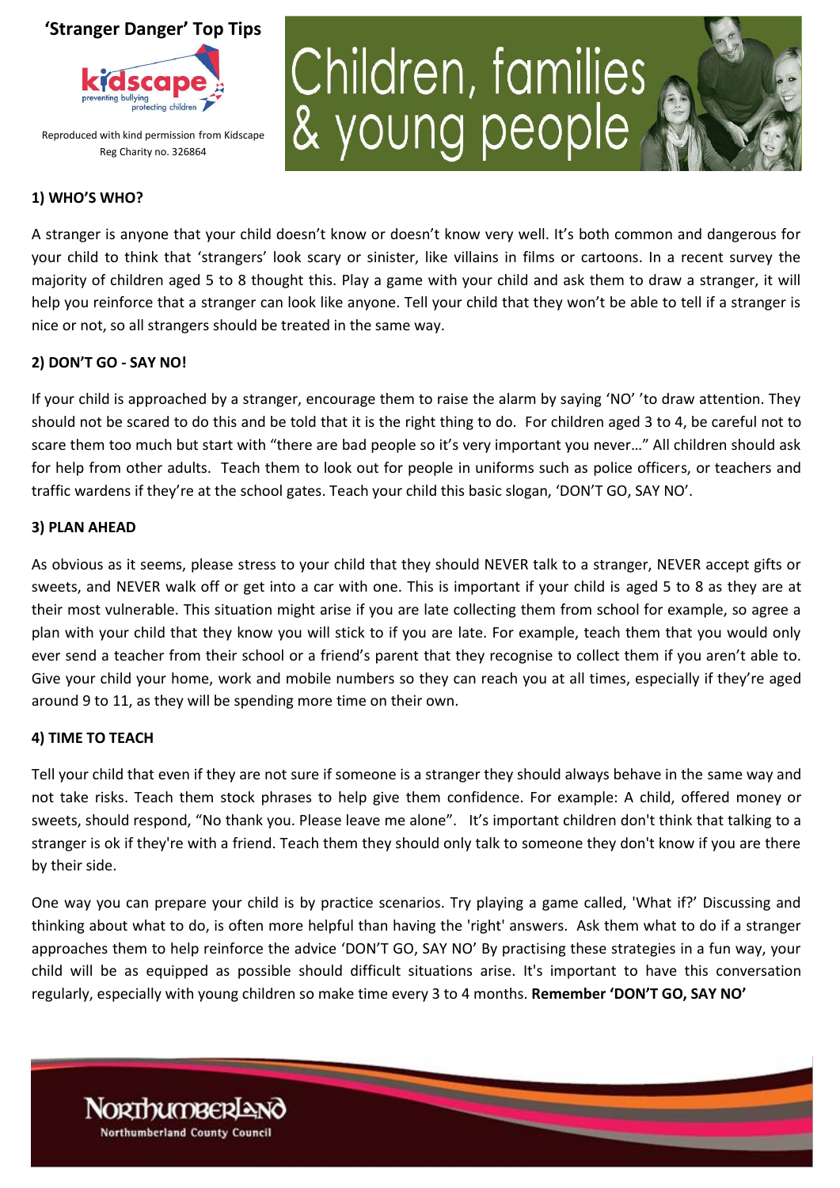## 'Stranger Danger' Top Tips

kidscape — preventing bullying, protecting children

Reproduced with kind permission from Kidscape Reg Charity no. 326864

# Children, families & young people

### 1) WHO'S WHO?

A stranger is anyone that your child doesn't know or doesn't know very well. It's both common and dangerous for your child to think that 'strangers' look scary or sinister, like villains in films or cartoons. In a recent survey the majority of children aged 5 to 8 thought this. Play a game with your child and ask them to draw a stranger, it will help you reinforce that a stranger can look like anyone. Tell your child that they won't be able to tell if a stranger is nice or not, so all strangers should be treated in the same way.

### 2) DON'T GO - SAY NO!

If your child is approached by a stranger, encourage them to raise the alarm by saying 'NO' 'to draw attention. They should not be scared to do this and be told that it is the right thing to do. For children aged 3 to 4, be careful not to scare them too much but start with "there are bad people so it's very important you never…" All children should ask for help from other adults. Teach them to look out for people in uniforms such as police officers, or teachers and traffic wardens if they're at the school gates. Teach your child this basic slogan, 'DON'T GO, SAY NO'.

### 3) PLAN AHEAD

As obvious as it seems, please stress to your child that they should NEVER talk to a stranger, NEVER accept gifts or sweets, and NEVER walk off or get into a car with one. This is important if your child is aged 5 to 8 as they are at their most vulnerable. This situation might arise if you are late collecting them from school for example, so agree a plan with your child that they know you will stick to if you are late. For example, teach them that you would only ever send a teacher from their school or a friend's parent that they recognise to collect them if you aren't able to. Give your child your home, work and mobile numbers so they can reach you at all times, especially if they're aged around 9 to 11, as they will be spending more time on their own.

### 4) TIME TO TEACH

Tell your child that even if they are not sure if someone is a stranger they should always behave in the same way and not take risks. Teach them stock phrases to help give them confidence. For example: A child, offered money or sweets, should respond, "No thank you. Please leave me alone". It's important children don't think that talking to a stranger is ok if they're with a friend. Teach them they should only talk to someone they don't know if you are there by their side.

One way you can prepare your child is by practice scenarios. Try playing a game called, 'What if?' Discussing and thinking about what to do, is often more helpful than having the 'right' answers. Ask them what to do if a stranger approaches them to help reinforce the advice 'DON'T GO, SAY NO' By practising these strategies in a fun way, your child will be as equipped as possible should difficult situations arise. It's important to have this conversation regularly, especially with young children so make time every 3 to 4 months. **Remember 'DON'T GO, SAY NO'**

Northumberland County Council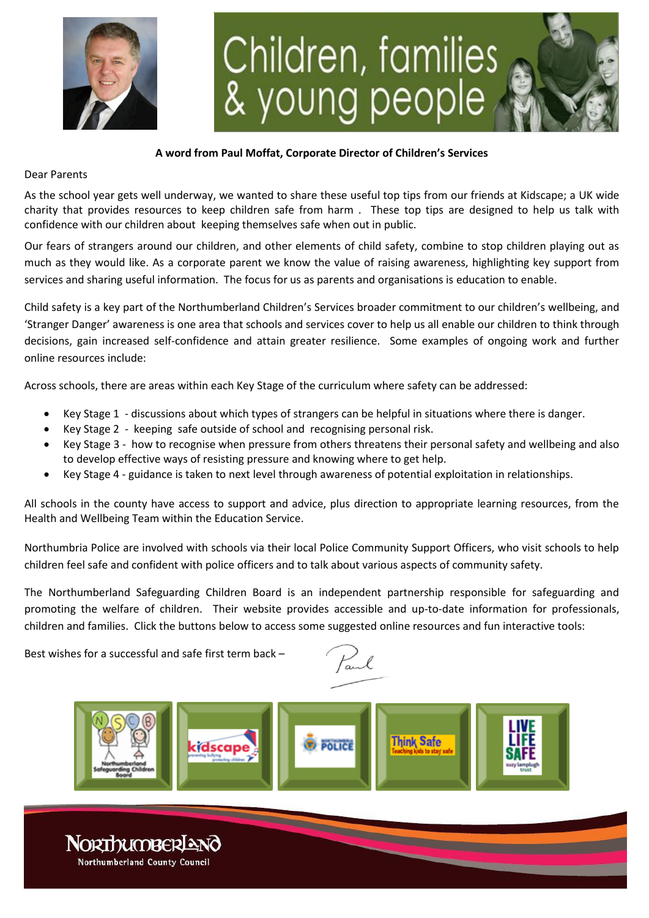# Children, families & young people

**A word from Paul Moffat, Corporate Director of Children's Services**

Dear Parents

As the school year gets well underway, we wanted to share these useful top tips from our friends at Kidscape; a UK wide charity that provides resources to keep children safe from harm . These top tips are designed to help us talk with confidence with our children about keeping themselves safe when out in public.

Our fears of strangers around our children, and other elements of child safety, combine to stop children playing out as much as they would like. As a corporate parent we know the value of raising awareness, highlighting key support from services and sharing useful information. The focus for us as parents and organisations is education to enable.

Child safety is a key part of the Northumberland Children's Services broader commitment to our children's wellbeing, and 'Stranger Danger' awareness is one area that schools and services cover to help us all enable our children to think through decisions, gain increased self-confidence and attain greater resilience. Some examples of ongoing work and further online resources include:

Across schools, there are areas within each Key Stage of the curriculum where safety can be addressed:

- Key Stage 1 - discussions about which types of strangers can be helpful in situations where there is danger.
- Key Stage 2 - keeping safe outside of school and recognising personal risk.
- Key Stage 3 - how to recognise when pressure from others threatens their personal safety and wellbeing and also to develop effective ways of resisting pressure and knowing where to get help.
- Key Stage 4 - guidance is taken to next level through awareness of potential exploitation in relationships.

All schools in the county have access to support and advice, plus direction to appropriate learning resources, from the Health and Wellbeing Team within the Education Service.

Northumbria Police are involved with schools via their local Police Community Support Officers, who visit schools to help children feel safe and confident with police officers and to talk about various aspects of community safety.

The Northumberland Safeguarding Children Board is an independent partnership responsible for safeguarding and promoting the welfare of children. Their website provides accessible and up-to-date information for professionals, children and families. Click the buttons below to access some suggested online resources and fun interactive tools:

Best wishes for a successful and safe first term back –

Paul

Northumberland Safeguarding Children Board | kidscape preventing bullying protecting children | Northumbria Police | Think Safe Teaching kids to stay safe | LIVE LIFE SAFE suzy lamplugh trust

Northumberland
Northumberland County Council